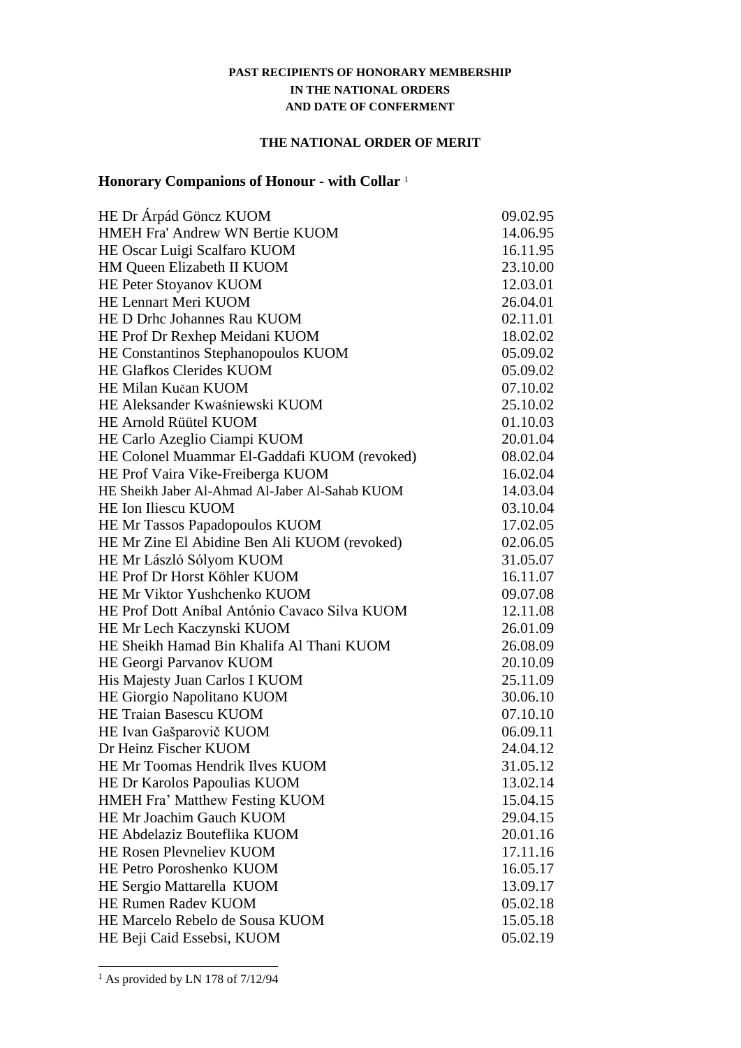**PAST RECIPIENTS OF HONORARY MEMBERSHIP**
**IN THE NATIONAL ORDERS**
**AND DATE OF CONFERMENT**

**THE NATIONAL ORDER OF MERIT**

### Honorary Companions of Honour - with Collar [1]

| | |
|---|---|
| HE Dr Árpád Göncz KUOM | 09.02.95 |
| HMEH Fra' Andrew WN Bertie KUOM | 14.06.95 |
| HE Oscar Luigi Scalfaro KUOM | 16.11.95 |
| HM Queen Elizabeth II KUOM | 23.10.00 |
| HE Peter Stoyanov KUOM | 12.03.01 |
| HE Lennart Meri KUOM | 26.04.01 |
| HE D Drhc Johannes Rau KUOM | 02.11.01 |
| HE Prof Dr Rexhep Meidani KUOM | 18.02.02 |
| HE Constantinos Stephanopoulos KUOM | 05.09.02 |
| HE Glafkos Clerides KUOM | 05.09.02 |
| HE Milan Kučan KUOM | 07.10.02 |
| HE Aleksander Kwaśniewski KUOM | 25.10.02 |
| HE Arnold Rüütel KUOM | 01.10.03 |
| HE Carlo Azeglio Ciampi KUOM | 20.01.04 |
| HE Colonel Muammar El-Gaddafi KUOM (revoked) | 08.02.04 |
| HE Prof Vaira Vike-Freiberga KUOM | 16.02.04 |
| HE Sheikh Jaber Al-Ahmad Al-Jaber Al-Sahab KUOM | 14.03.04 |
| HE Ion Iliescu KUOM | 03.10.04 |
| HE Mr Tassos Papadopoulos KUOM | 17.02.05 |
| HE Mr Zine El Abidine Ben Ali KUOM (revoked) | 02.06.05 |
| HE Mr László Sólyom KUOM | 31.05.07 |
| HE Prof Dr Horst Köhler KUOM | 16.11.07 |
| HE Mr Viktor Yushchenko KUOM | 09.07.08 |
| HE Prof Dott Aníbal António Cavaco Silva KUOM | 12.11.08 |
| HE Mr Lech Kaczynski KUOM | 26.01.09 |
| HE Sheikh Hamad Bin Khalifa Al Thani KUOM | 26.08.09 |
| HE Georgi Parvanov KUOM | 20.10.09 |
| His Majesty Juan Carlos I KUOM | 25.11.09 |
| HE Giorgio Napolitano KUOM | 30.06.10 |
| HE Traian Basescu KUOM | 07.10.10 |
| HE Ivan Gašparovič KUOM | 06.09.11 |
| Dr Heinz Fischer KUOM | 24.04.12 |
| HE Mr Toomas Hendrik Ilves KUOM | 31.05.12 |
| HE Dr Karolos Papoulias KUOM | 13.02.14 |
| HMEH Fra' Matthew Festing KUOM | 15.04.15 |
| HE Mr Joachim Gauch KUOM | 29.04.15 |
| HE Abdelaziz Bouteflika KUOM | 20.01.16 |
| HE Rosen Plevneliev KUOM | 17.11.16 |
| HE Petro Poroshenko KUOM | 16.05.17 |
| HE Sergio Mattarella KUOM | 13.09.17 |
| HE Rumen Radev KUOM | 05.02.18 |
| HE Marcelo Rebelo de Sousa KUOM | 15.05.18 |
| HE Beji Caid Essebsi, KUOM | 05.02.19 |

[1] As provided by LN 178 of 7/12/94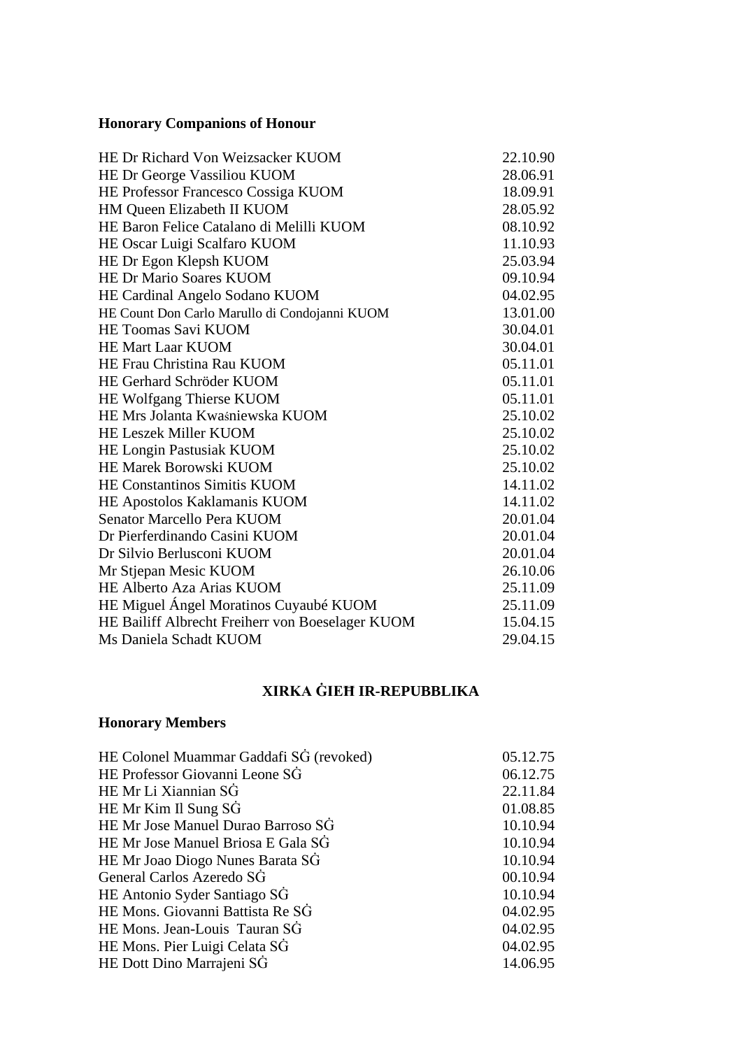**Honorary Companions of Honour**

| | |
|---|---|
| HE Dr Richard Von Weizsacker KUOM | 22.10.90 |
| HE Dr George Vassiliou KUOM | 28.06.91 |
| HE Professor Francesco Cossiga KUOM | 18.09.91 |
| HM Queen Elizabeth II KUOM | 28.05.92 |
| HE Baron Felice Catalano di Melilli KUOM | 08.10.92 |
| HE Oscar Luigi Scalfaro KUOM | 11.10.93 |
| HE Dr Egon Klepsh KUOM | 25.03.94 |
| HE Dr Mario Soares KUOM | 09.10.94 |
| HE Cardinal Angelo Sodano KUOM | 04.02.95 |
| HE Count Don Carlo Marullo di Condojanni KUOM | 13.01.00 |
| HE Toomas Savi KUOM | 30.04.01 |
| HE Mart Laar KUOM | 30.04.01 |
| HE Frau Christina Rau KUOM | 05.11.01 |
| HE Gerhard Schröder KUOM | 05.11.01 |
| HE Wolfgang Thierse KUOM | 05.11.01 |
| HE Mrs Jolanta Kwaśniewska KUOM | 25.10.02 |
| HE Leszek Miller KUOM | 25.10.02 |
| HE Longin Pastusiak KUOM | 25.10.02 |
| HE Marek Borowski KUOM | 25.10.02 |
| HE Constantinos Simitis KUOM | 14.11.02 |
| HE Apostolos Kaklamanis KUOM | 14.11.02 |
| Senator Marcello Pera KUOM | 20.01.04 |
| Dr Pierferdinando Casini KUOM | 20.01.04 |
| Dr Silvio Berlusconi KUOM | 20.01.04 |
| Mr Stjepan Mesic KUOM | 26.10.06 |
| HE Alberto Aza Arias KUOM | 25.11.09 |
| HE Miguel Ángel Moratinos Cuyaubé KUOM | 25.11.09 |
| HE Bailiff Albrecht Freiherr von Boeselager KUOM | 15.04.15 |
| Ms Daniela Schadt KUOM | 29.04.15 |

## XIRKA ĠIEĦ IR-REPUBBLIKA

**Honorary Members**

| | |
|---|---|
| HE Colonel Muammar Gaddafi SĠ (revoked) | 05.12.75 |
| HE Professor Giovanni Leone SĠ | 06.12.75 |
| HE Mr Li Xiannian SĠ | 22.11.84 |
| HE Mr Kim Il Sung SĠ | 01.08.85 |
| HE Mr Jose Manuel Durao Barroso SĠ | 10.10.94 |
| HE Mr Jose Manuel Briosa E Gala SĠ | 10.10.94 |
| HE Mr Joao Diogo Nunes Barata SĠ | 10.10.94 |
| General Carlos Azeredo SĠ | 00.10.94 |
| HE Antonio Syder Santiago SĠ | 10.10.94 |
| HE Mons. Giovanni Battista Re SĠ | 04.02.95 |
| HE Mons. Jean-Louis Tauran SĠ | 04.02.95 |
| HE Mons. Pier Luigi Celata SĠ | 04.02.95 |
| HE Dott Dino Marrajeni SĠ | 14.06.95 |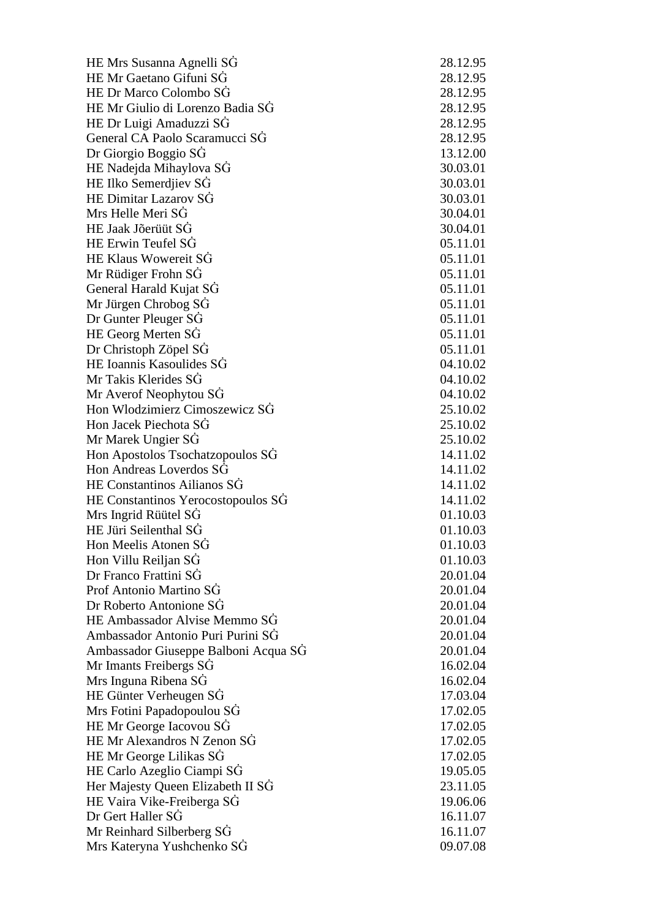| | |
|---|---|
| HE Mrs Susanna Agnelli SĠ | 28.12.95 |
| HE Mr Gaetano Gifuni SĠ | 28.12.95 |
| HE Dr Marco Colombo SĠ | 28.12.95 |
| HE Mr Giulio di Lorenzo Badia SĠ | 28.12.95 |
| HE Dr Luigi Amaduzzi SĠ | 28.12.95 |
| General CA Paolo Scaramucci SĠ | 28.12.95 |
| Dr Giorgio Boggio SĠ | 13.12.00 |
| HE Nadejda Mihaylova SĠ | 30.03.01 |
| HE Ilko Semerdjiev SĠ | 30.03.01 |
| HE Dimitar Lazarov SĠ | 30.03.01 |
| Mrs Helle Meri SĠ | 30.04.01 |
| HE Jaak Jõerüüt SĠ | 30.04.01 |
| HE Erwin Teufel SĠ | 05.11.01 |
| HE Klaus Wowereit SĠ | 05.11.01 |
| Mr Rüdiger Frohn SĠ | 05.11.01 |
| General Harald Kujat SĠ | 05.11.01 |
| Mr Jürgen Chrobog SĠ | 05.11.01 |
| Dr Gunter Pleuger SĠ | 05.11.01 |
| HE Georg Merten SĠ | 05.11.01 |
| Dr Christoph Zöpel SĠ | 05.11.01 |
| HE Ioannis Kasoulides SĠ | 04.10.02 |
| Mr Takis Klerides SĠ | 04.10.02 |
| Mr Averof Neophytou SĠ | 04.10.02 |
| Hon Wlodzimierz Cimoszewicz SĠ | 25.10.02 |
| Hon Jacek Piechota SĠ | 25.10.02 |
| Mr Marek Ungier SĠ | 25.10.02 |
| Hon Apostolos Tsochatzopoulos SĠ | 14.11.02 |
| Hon Andreas Loverdos SĠ | 14.11.02 |
| HE Constantinos Ailianos SĠ | 14.11.02 |
| HE Constantinos Yerocostopoulos SĠ | 14.11.02 |
| Mrs Ingrid Rüütel SĠ | 01.10.03 |
| HE Jüri Seilenthal SĠ | 01.10.03 |
| Hon Meelis Atonen SĠ | 01.10.03 |
| Hon Villu Reiljan SĠ | 01.10.03 |
| Dr Franco Frattini SĠ | 20.01.04 |
| Prof Antonio Martino SĠ | 20.01.04 |
| Dr Roberto Antonione SĠ | 20.01.04 |
| HE Ambassador Alvise Memmo SĠ | 20.01.04 |
| Ambassador Antonio Puri Purini SĠ | 20.01.04 |
| Ambassador Giuseppe Balboni Acqua SĠ | 20.01.04 |
| Mr Imants Freibergs SĠ | 16.02.04 |
| Mrs Inguna Ribena SĠ | 16.02.04 |
| HE Günter Verheugen SĠ | 17.03.04 |
| Mrs Fotini Papadopoulou SĠ | 17.02.05 |
| HE Mr George Iacovou SĠ | 17.02.05 |
| HE Mr Alexandros N Zenon SĠ | 17.02.05 |
| HE Mr George Lilikas SĠ | 17.02.05 |
| HE Carlo Azeglio Ciampi SĠ | 19.05.05 |
| Her Majesty Queen Elizabeth II SĠ | 23.11.05 |
| HE Vaira Vike-Freiberga SĠ | 19.06.06 |
| Dr Gert Haller SĠ | 16.11.07 |
| Mr Reinhard Silberberg SĠ | 16.11.07 |
| Mrs Kateryna Yushchenko SĠ | 09.07.08 |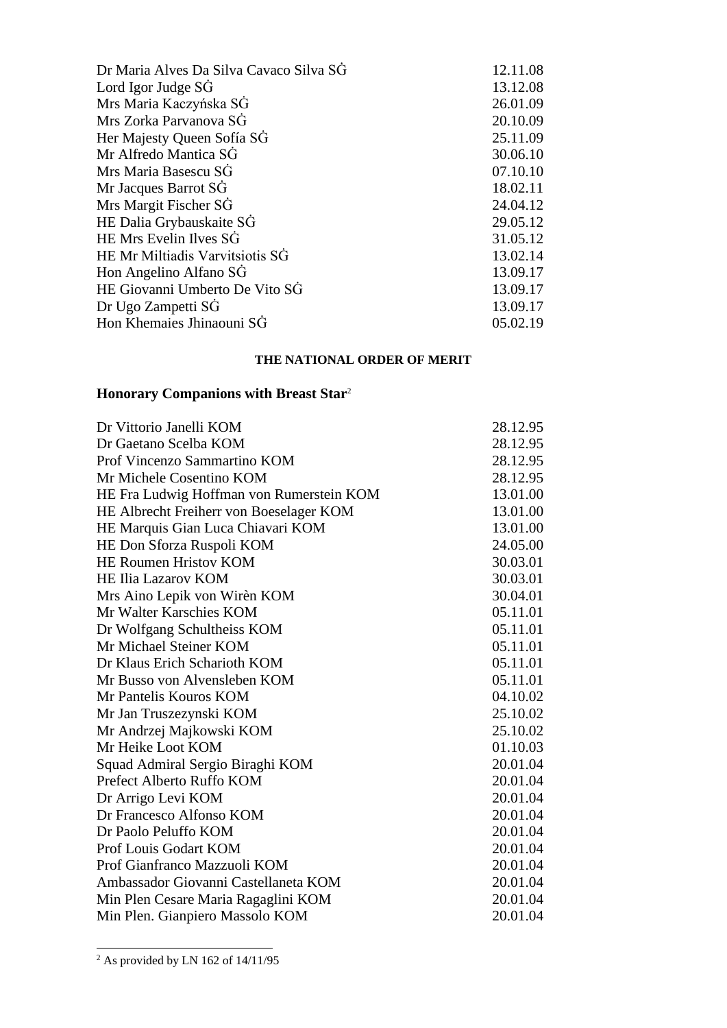| | |
|---|---|
| Dr Maria Alves Da Silva Cavaco Silva SĠ | 12.11.08 |
| Lord Igor Judge SĠ | 13.12.08 |
| Mrs Maria Kaczyńska SĠ | 26.01.09 |
| Mrs Zorka Parvanova SĠ | 20.10.09 |
| Her Majesty Queen Sofía SĠ | 25.11.09 |
| Mr Alfredo Mantica SĠ | 30.06.10 |
| Mrs Maria Basescu SĠ | 07.10.10 |
| Mr Jacques Barrot SĠ | 18.02.11 |
| Mrs Margit Fischer SĠ | 24.04.12 |
| HE Dalia Grybauskaite SĠ | 29.05.12 |
| HE Mrs Evelin Ilves SĠ | 31.05.12 |
| HE Mr Miltiadis Varvitsiotis SĠ | 13.02.14 |
| Hon Angelino Alfano SĠ | 13.09.17 |
| HE Giovanni Umberto De Vito SĠ | 13.09.17 |
| Dr Ugo Zampetti SĠ | 13.09.17 |
| Hon Khemaies Jhinaouni SĠ | 05.02.19 |

**THE NATIONAL ORDER OF MERIT**

**Honorary Companions with Breast Star**[2]

| | |
|---|---|
| Dr Vittorio Janelli KOM | 28.12.95 |
| Dr Gaetano Scelba KOM | 28.12.95 |
| Prof Vincenzo Sammartino KOM | 28.12.95 |
| Mr Michele Cosentino KOM | 28.12.95 |
| HE Fra Ludwig Hoffman von Rumerstein KOM | 13.01.00 |
| HE Albrecht Freiherr von Boeselager KOM | 13.01.00 |
| HE Marquis Gian Luca Chiavari KOM | 13.01.00 |
| HE Don Sforza Ruspoli KOM | 24.05.00 |
| HE Roumen Hristov KOM | 30.03.01 |
| HE Ilia Lazarov KOM | 30.03.01 |
| Mrs Aino Lepik von Wirèn KOM | 30.04.01 |
| Mr Walter Karschies KOM | 05.11.01 |
| Dr Wolfgang Schultheiss KOM | 05.11.01 |
| Mr Michael Steiner KOM | 05.11.01 |
| Dr Klaus Erich Scharioth KOM | 05.11.01 |
| Mr Busso von Alvensleben KOM | 05.11.01 |
| Mr Pantelis Kouros KOM | 04.10.02 |
| Mr Jan Truszezynski KOM | 25.10.02 |
| Mr Andrzej Majkowski KOM | 25.10.02 |
| Mr Heike Loot KOM | 01.10.03 |
| Squad Admiral Sergio Biraghi KOM | 20.01.04 |
| Prefect Alberto Ruffo KOM | 20.01.04 |
| Dr Arrigo Levi KOM | 20.01.04 |
| Dr Francesco Alfonso KOM | 20.01.04 |
| Dr Paolo Peluffo KOM | 20.01.04 |
| Prof Louis Godart KOM | 20.01.04 |
| Prof Gianfranco Mazzuoli KOM | 20.01.04 |
| Ambassador Giovanni Castellaneta KOM | 20.01.04 |
| Min Plen Cesare Maria Ragaglini KOM | 20.01.04 |
| Min Plen. Gianpiero Massolo KOM | 20.01.04 |

[2] As provided by LN 162 of 14/11/95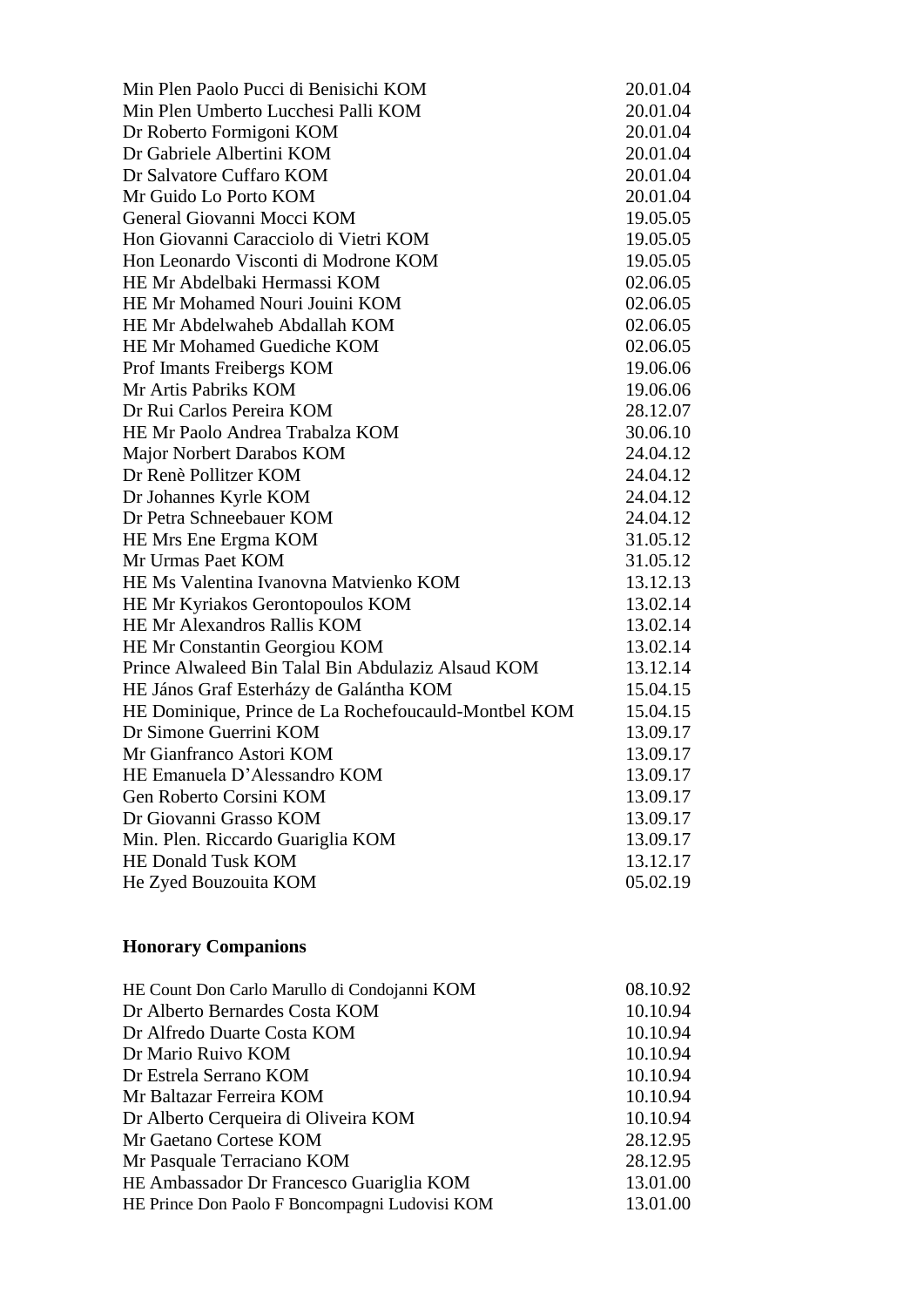| | |
|---|---|
| Min Plen Paolo Pucci di Benisichi KOM | 20.01.04 |
| Min Plen Umberto Lucchesi Palli KOM | 20.01.04 |
| Dr Roberto Formigoni KOM | 20.01.04 |
| Dr Gabriele Albertini KOM | 20.01.04 |
| Dr Salvatore Cuffaro KOM | 20.01.04 |
| Mr Guido Lo Porto KOM | 20.01.04 |
| General Giovanni Mocci KOM | 19.05.05 |
| Hon Giovanni Caracciolo di Vietri KOM | 19.05.05 |
| Hon Leonardo Visconti di Modrone KOM | 19.05.05 |
| HE Mr Abdelbaki Hermassi KOM | 02.06.05 |
| HE Mr Mohamed Nouri Jouini KOM | 02.06.05 |
| HE Mr Abdelwaheb Abdallah KOM | 02.06.05 |
| HE Mr Mohamed Guediche KOM | 02.06.05 |
| Prof Imants Freibergs KOM | 19.06.06 |
| Mr Artis Pabriks KOM | 19.06.06 |
| Dr Rui Carlos Pereira KOM | 28.12.07 |
| HE Mr Paolo Andrea Trabalza KOM | 30.06.10 |
| Major Norbert Darabos KOM | 24.04.12 |
| Dr Renè Pollitzer KOM | 24.04.12 |
| Dr Johannes Kyrle KOM | 24.04.12 |
| Dr Petra Schneebauer KOM | 24.04.12 |
| HE Mrs Ene Ergma KOM | 31.05.12 |
| Mr Urmas Paet KOM | 31.05.12 |
| HE Ms Valentina Ivanovna Matvienko KOM | 13.12.13 |
| HE Mr Kyriakos Gerontopoulos KOM | 13.02.14 |
| HE Mr Alexandros Rallis KOM | 13.02.14 |
| HE Mr Constantin Georgiou KOM | 13.02.14 |
| Prince Alwaleed Bin Talal Bin Abdulaziz Alsaud KOM | 13.12.14 |
| HE János Graf Esterházy de Galántha KOM | 15.04.15 |
| HE Dominique, Prince de La Rochefoucauld-Montbel KOM | 15.04.15 |
| Dr Simone Guerrini KOM | 13.09.17 |
| Mr Gianfranco Astori KOM | 13.09.17 |
| HE Emanuela D'Alessandro KOM | 13.09.17 |
| Gen Roberto Corsini KOM | 13.09.17 |
| Dr Giovanni Grasso KOM | 13.09.17 |
| Min. Plen. Riccardo Guariglia KOM | 13.09.17 |
| HE Donald Tusk KOM | 13.12.17 |
| He Zyed Bouzouita KOM | 05.02.19 |

**Honorary Companions**

| | |
|---|---|
| HE Count Don Carlo Marullo di Condojanni KOM | 08.10.92 |
| Dr Alberto Bernardes Costa KOM | 10.10.94 |
| Dr Alfredo Duarte Costa KOM | 10.10.94 |
| Dr Mario Ruivo KOM | 10.10.94 |
| Dr Estrela Serrano KOM | 10.10.94 |
| Mr Baltazar Ferreira KOM | 10.10.94 |
| Dr Alberto Cerqueira di Oliveira KOM | 10.10.94 |
| Mr Gaetano Cortese KOM | 28.12.95 |
| Mr Pasquale Terraciano KOM | 28.12.95 |
| HE Ambassador Dr Francesco Guariglia KOM | 13.01.00 |
| HE Prince Don Paolo F Boncompagni Ludovisi KOM | 13.01.00 |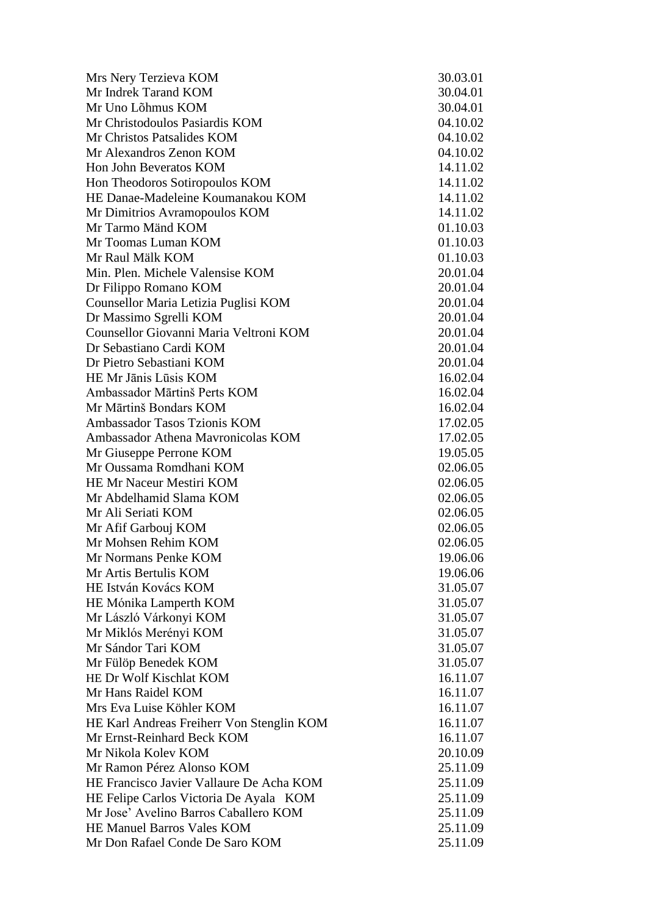| | |
|---|---|
| Mrs Nery Terzieva KOM | 30.03.01 |
| Mr Indrek Tarand KOM | 30.04.01 |
| Mr Uno Lõhmus KOM | 30.04.01 |
| Mr Christodoulos Pasiardis KOM | 04.10.02 |
| Mr Christos Patsalides KOM | 04.10.02 |
| Mr Alexandros Zenon KOM | 04.10.02 |
| Hon John Beveratos KOM | 14.11.02 |
| Hon Theodoros Sotiropoulos KOM | 14.11.02 |
| HE Danae-Madeleine Koumanakou KOM | 14.11.02 |
| Mr Dimitrios Avramopoulos KOM | 14.11.02 |
| Mr Tarmo Mänd KOM | 01.10.03 |
| Mr Toomas Luman KOM | 01.10.03 |
| Mr Raul Mälk KOM | 01.10.03 |
| Min. Plen. Michele Valensise KOM | 20.01.04 |
| Dr Filippo Romano KOM | 20.01.04 |
| Counsellor Maria Letizia Puglisi KOM | 20.01.04 |
| Dr Massimo Sgrelli KOM | 20.01.04 |
| Counsellor Giovanni Maria Veltroni KOM | 20.01.04 |
| Dr Sebastiano Cardi KOM | 20.01.04 |
| Dr Pietro Sebastiani KOM | 20.01.04 |
| HE Mr Jānis Lūsis KOM | 16.02.04 |
| Ambassador Mārtinš Perts KOM | 16.02.04 |
| Mr Mārtinš Bondars KOM | 16.02.04 |
| Ambassador Tasos Tzionis KOM | 17.02.05 |
| Ambassador Athena Mavronicolas KOM | 17.02.05 |
| Mr Giuseppe Perrone KOM | 19.05.05 |
| Mr Oussama Romdhani KOM | 02.06.05 |
| HE Mr Naceur Mestiri KOM | 02.06.05 |
| Mr Abdelhamid Slama KOM | 02.06.05 |
| Mr Ali Seriati KOM | 02.06.05 |
| Mr Afif Garbouj KOM | 02.06.05 |
| Mr Mohsen Rehim KOM | 02.06.05 |
| Mr Normans Penke KOM | 19.06.06 |
| Mr Artis Bertulis KOM | 19.06.06 |
| HE István Kovács KOM | 31.05.07 |
| HE Mónika Lamperth KOM | 31.05.07 |
| Mr László Várkonyi KOM | 31.05.07 |
| Mr Miklós Merényi KOM | 31.05.07 |
| Mr Sándor Tari KOM | 31.05.07 |
| Mr Fülöp Benedek KOM | 31.05.07 |
| HE Dr Wolf Kischlat KOM | 16.11.07 |
| Mr Hans Raidel KOM | 16.11.07 |
| Mrs Eva Luise Köhler KOM | 16.11.07 |
| HE Karl Andreas Freiherr Von Stenglin KOM | 16.11.07 |
| Mr Ernst-Reinhard Beck KOM | 16.11.07 |
| Mr Nikola Kolev KOM | 20.10.09 |
| Mr Ramon Pérez Alonso KOM | 25.11.09 |
| HE Francisco Javier Vallaure De Acha KOM | 25.11.09 |
| HE Felipe Carlos Victoria De Ayala KOM | 25.11.09 |
| Mr Jose' Avelino Barros Caballero KOM | 25.11.09 |
| HE Manuel Barros Vales KOM | 25.11.09 |
| Mr Don Rafael Conde De Saro KOM | 25.11.09 |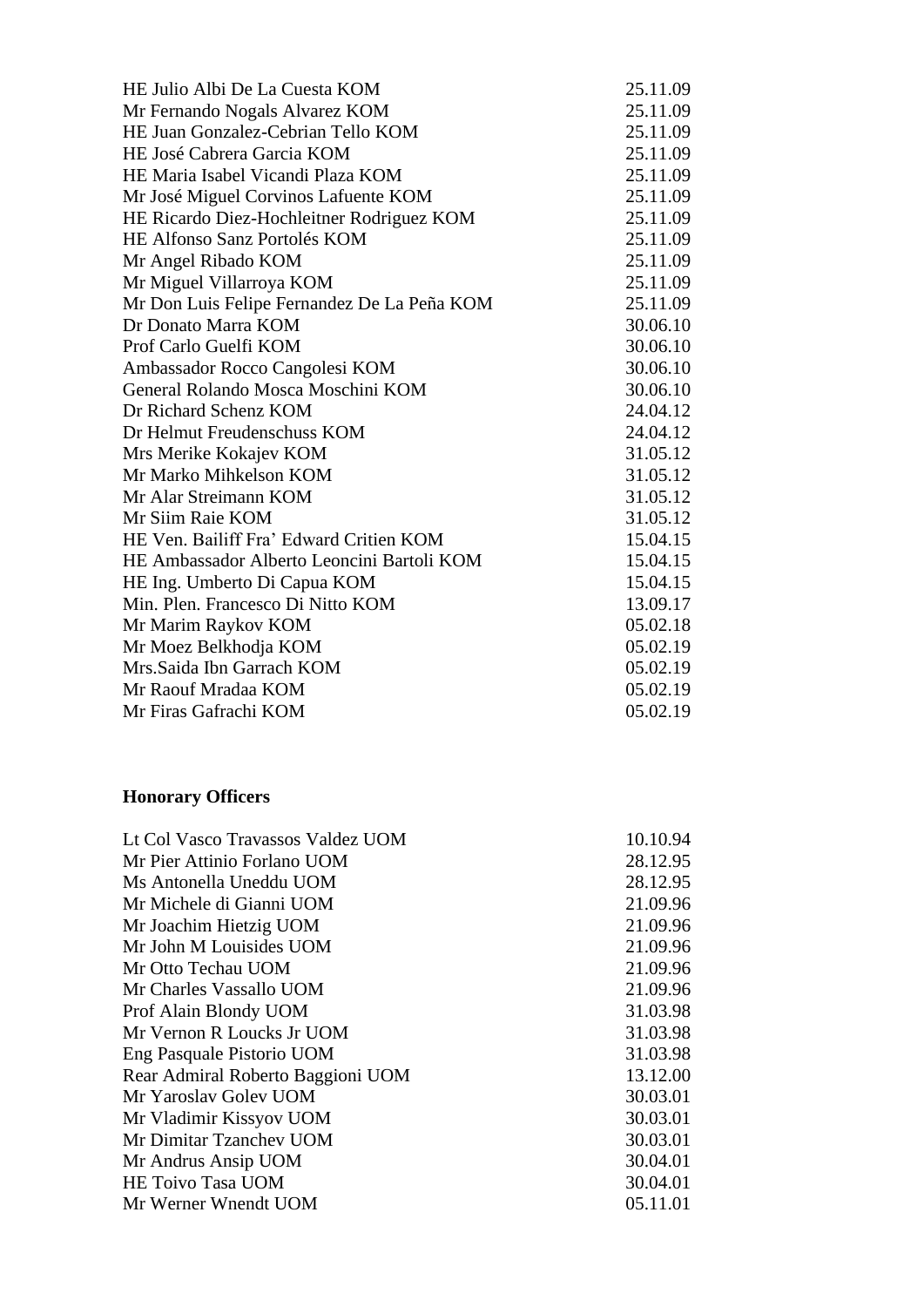| | |
|---|---|
| HE Julio Albi De La Cuesta KOM | 25.11.09 |
| Mr Fernando Nogals Alvarez KOM | 25.11.09 |
| HE Juan Gonzalez-Cebrian Tello KOM | 25.11.09 |
| HE José Cabrera Garcia KOM | 25.11.09 |
| HE Maria Isabel Vicandi Plaza KOM | 25.11.09 |
| Mr José Miguel Corvinos Lafuente KOM | 25.11.09 |
| HE Ricardo Diez-Hochleitner Rodriguez KOM | 25.11.09 |
| HE Alfonso Sanz Portolés KOM | 25.11.09 |
| Mr Angel Ribado KOM | 25.11.09 |
| Mr Miguel Villarroya KOM | 25.11.09 |
| Mr Don Luis Felipe Fernandez De La Peña KOM | 25.11.09 |
| Dr Donato Marra KOM | 30.06.10 |
| Prof Carlo Guelfi KOM | 30.06.10 |
| Ambassador Rocco Cangolesi KOM | 30.06.10 |
| General Rolando Mosca Moschini KOM | 30.06.10 |
| Dr Richard Schenz KOM | 24.04.12 |
| Dr Helmut Freudenschuss KOM | 24.04.12 |
| Mrs Merike Kokajev KOM | 31.05.12 |
| Mr Marko Mihkelson KOM | 31.05.12 |
| Mr Alar Streimann KOM | 31.05.12 |
| Mr Siim Raie KOM | 31.05.12 |
| HE Ven. Bailiff Fra' Edward Critien KOM | 15.04.15 |
| HE Ambassador Alberto Leoncini Bartoli KOM | 15.04.15 |
| HE Ing. Umberto Di Capua KOM | 15.04.15 |
| Min. Plen. Francesco Di Nitto KOM | 13.09.17 |
| Mr Marim Raykov KOM | 05.02.18 |
| Mr Moez Belkhodja KOM | 05.02.19 |
| Mrs.Saida Ibn Garrach KOM | 05.02.19 |
| Mr Raouf Mradaa KOM | 05.02.19 |
| Mr Firas Gafrachi KOM | 05.02.19 |

**Honorary Officers**

| | |
|---|---|
| Lt Col Vasco Travassos Valdez UOM | 10.10.94 |
| Mr Pier Attinio Forlano UOM | 28.12.95 |
| Ms Antonella Uneddu UOM | 28.12.95 |
| Mr Michele di Gianni UOM | 21.09.96 |
| Mr Joachim Hietzig UOM | 21.09.96 |
| Mr John M Louisides UOM | 21.09.96 |
| Mr Otto Techau UOM | 21.09.96 |
| Mr Charles Vassallo UOM | 21.09.96 |
| Prof Alain Blondy UOM | 31.03.98 |
| Mr Vernon R Loucks Jr UOM | 31.03.98 |
| Eng Pasquale Pistorio UOM | 31.03.98 |
| Rear Admiral Roberto Baggioni UOM | 13.12.00 |
| Mr Yaroslav Golev UOM | 30.03.01 |
| Mr Vladimir Kissyov UOM | 30.03.01 |
| Mr Dimitar Tzanchev UOM | 30.03.01 |
| Mr Andrus Ansip UOM | 30.04.01 |
| HE Toivo Tasa UOM | 30.04.01 |
| Mr Werner Wnendt UOM | 05.11.01 |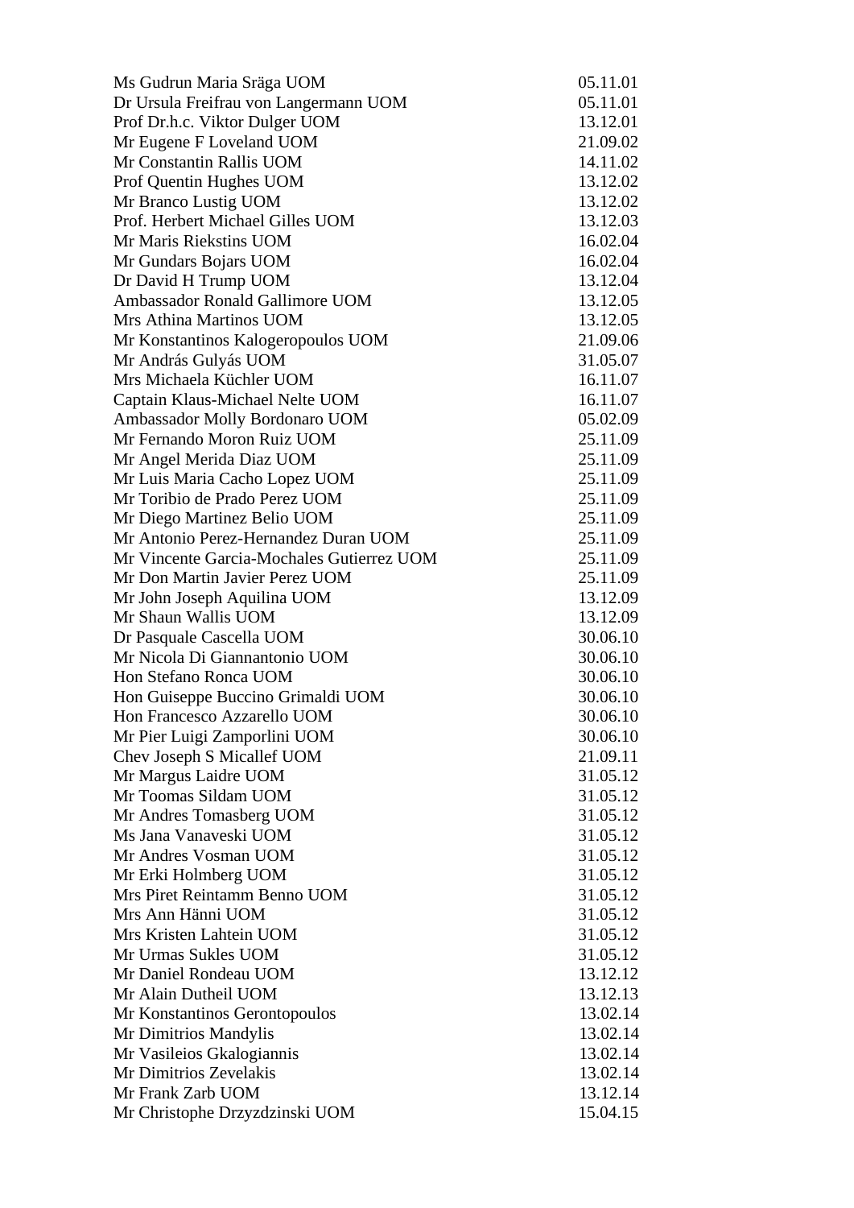| | |
|---|---|
| Ms Gudrun Maria Sräga UOM | 05.11.01 |
| Dr Ursula Freifrau von Langermann UOM | 05.11.01 |
| Prof Dr.h.c. Viktor Dulger UOM | 13.12.01 |
| Mr Eugene F Loveland UOM | 21.09.02 |
| Mr Constantin Rallis UOM | 14.11.02 |
| Prof Quentin Hughes UOM | 13.12.02 |
| Mr Branco Lustig UOM | 13.12.02 |
| Prof. Herbert Michael Gilles UOM | 13.12.03 |
| Mr Maris Riekstins UOM | 16.02.04 |
| Mr Gundars Bojars UOM | 16.02.04 |
| Dr David H Trump UOM | 13.12.04 |
| Ambassador Ronald Gallimore UOM | 13.12.05 |
| Mrs Athina Martinos UOM | 13.12.05 |
| Mr Konstantinos Kalogeropoulos UOM | 21.09.06 |
| Mr András Gulyás UOM | 31.05.07 |
| Mrs Michaela Küchler UOM | 16.11.07 |
| Captain Klaus-Michael Nelte UOM | 16.11.07 |
| Ambassador Molly Bordonaro UOM | 05.02.09 |
| Mr Fernando Moron Ruiz UOM | 25.11.09 |
| Mr Angel Merida Diaz UOM | 25.11.09 |
| Mr Luis Maria Cacho Lopez UOM | 25.11.09 |
| Mr Toribio de Prado Perez UOM | 25.11.09 |
| Mr Diego Martinez Belio UOM | 25.11.09 |
| Mr Antonio Perez-Hernandez Duran UOM | 25.11.09 |
| Mr Vincente Garcia-Mochales Gutierrez UOM | 25.11.09 |
| Mr Don Martin Javier Perez UOM | 25.11.09 |
| Mr John Joseph Aquilina UOM | 13.12.09 |
| Mr Shaun Wallis UOM | 13.12.09 |
| Dr Pasquale Cascella UOM | 30.06.10 |
| Mr Nicola Di Giannantonio UOM | 30.06.10 |
| Hon Stefano Ronca UOM | 30.06.10 |
| Hon Guiseppe Buccino Grimaldi UOM | 30.06.10 |
| Hon Francesco Azzarello UOM | 30.06.10 |
| Mr Pier Luigi Zamporlini UOM | 30.06.10 |
| Chev Joseph S Micallef UOM | 21.09.11 |
| Mr Margus Laidre UOM | 31.05.12 |
| Mr Toomas Sildam UOM | 31.05.12 |
| Mr Andres Tomasberg UOM | 31.05.12 |
| Ms Jana Vanaveski UOM | 31.05.12 |
| Mr Andres Vosman UOM | 31.05.12 |
| Mr Erki Holmberg UOM | 31.05.12 |
| Mrs Piret Reintamm Benno UOM | 31.05.12 |
| Mrs Ann Hänni UOM | 31.05.12 |
| Mrs Kristen Lahtein UOM | 31.05.12 |
| Mr Urmas Sukles UOM | 31.05.12 |
| Mr Daniel Rondeau UOM | 13.12.12 |
| Mr Alain Dutheil UOM | 13.12.13 |
| Mr Konstantinos Gerontopoulos | 13.02.14 |
| Mr Dimitrios Mandylis | 13.02.14 |
| Mr Vasileios Gkalogiannis | 13.02.14 |
| Mr Dimitrios Zevelakis | 13.02.14 |
| Mr Frank Zarb UOM | 13.12.14 |
| Mr Christophe Drzyzdzinski UOM | 15.04.15 |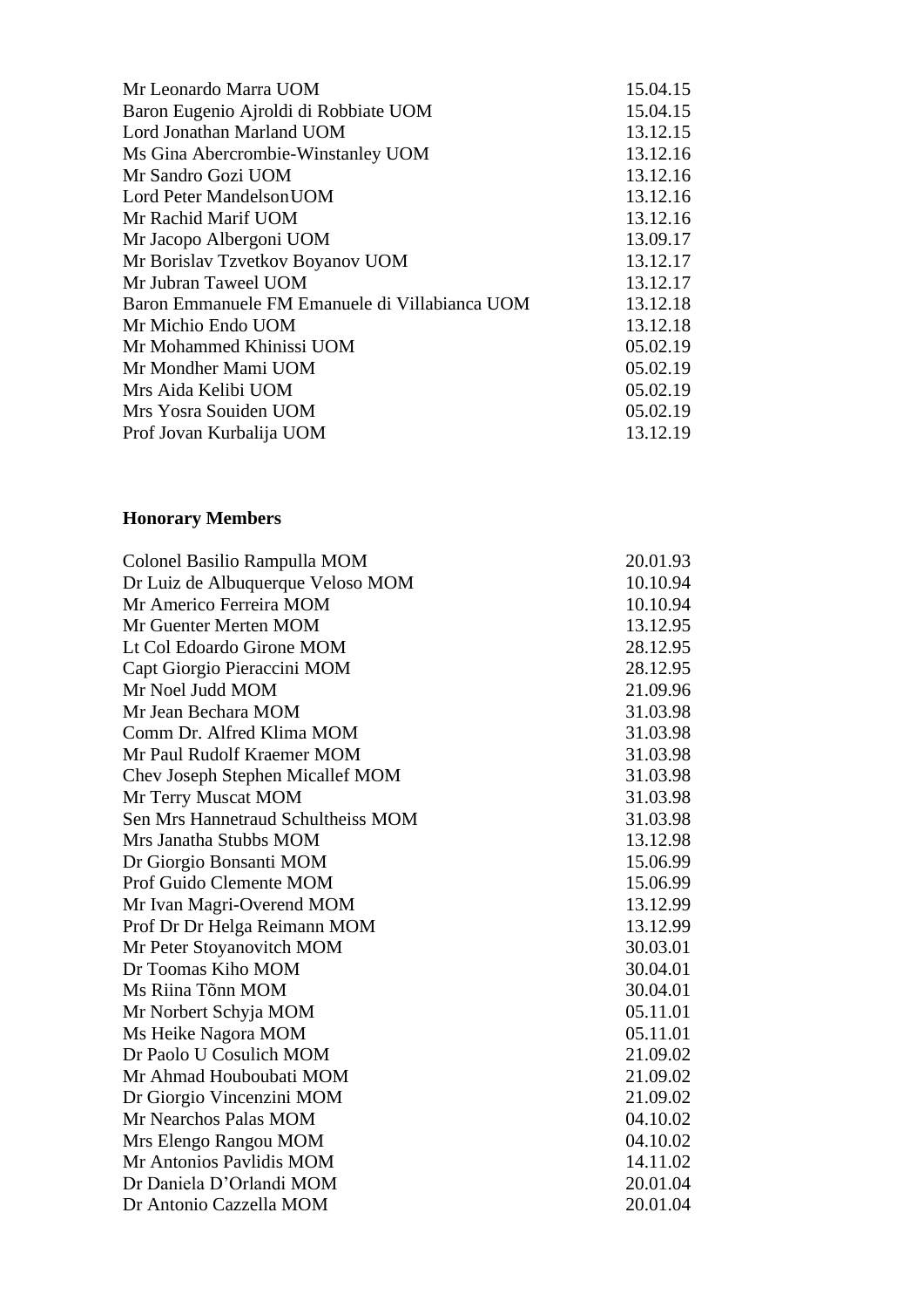| | |
|---|---|
| Mr Leonardo Marra UOM | 15.04.15 |
| Baron Eugenio Ajroldi di Robbiate UOM | 15.04.15 |
| Lord Jonathan Marland UOM | 13.12.15 |
| Ms Gina Abercrombie-Winstanley UOM | 13.12.16 |
| Mr Sandro Gozi UOM | 13.12.16 |
| Lord Peter MandelsonUOM | 13.12.16 |
| Mr Rachid Marif UOM | 13.12.16 |
| Mr Jacopo Albergoni UOM | 13.09.17 |
| Mr Borislav Tzvetkov Boyanov UOM | 13.12.17 |
| Mr Jubran Taweel UOM | 13.12.17 |
| Baron Emmanuele FM Emanuele di Villabianca UOM | 13.12.18 |
| Mr Michio Endo UOM | 13.12.18 |
| Mr Mohammed Khinissi UOM | 05.02.19 |
| Mr Mondher Mami UOM | 05.02.19 |
| Mrs Aida Kelibi UOM | 05.02.19 |
| Mrs Yosra Souiden UOM | 05.02.19 |
| Prof Jovan Kurbalija UOM | 13.12.19 |

**Honorary Members**

| | |
|---|---|
| Colonel Basilio Rampulla MOM | 20.01.93 |
| Dr Luiz de Albuquerque Veloso MOM | 10.10.94 |
| Mr Americo Ferreira MOM | 10.10.94 |
| Mr Guenter Merten MOM | 13.12.95 |
| Lt Col Edoardo Girone MOM | 28.12.95 |
| Capt Giorgio Pieraccini MOM | 28.12.95 |
| Mr Noel Judd MOM | 21.09.96 |
| Mr Jean Bechara MOM | 31.03.98 |
| Comm Dr. Alfred Klima MOM | 31.03.98 |
| Mr Paul Rudolf Kraemer MOM | 31.03.98 |
| Chev Joseph Stephen Micallef MOM | 31.03.98 |
| Mr Terry Muscat MOM | 31.03.98 |
| Sen Mrs Hannetraud Schultheiss MOM | 31.03.98 |
| Mrs Janatha Stubbs MOM | 13.12.98 |
| Dr Giorgio Bonsanti MOM | 15.06.99 |
| Prof Guido Clemente MOM | 15.06.99 |
| Mr Ivan Magri-Overend MOM | 13.12.99 |
| Prof Dr Dr Helga Reimann MOM | 13.12.99 |
| Mr Peter Stoyanovitch MOM | 30.03.01 |
| Dr Toomas Kiho MOM | 30.04.01 |
| Ms Riina Tõnn MOM | 30.04.01 |
| Mr Norbert Schyja MOM | 05.11.01 |
| Ms Heike Nagora MOM | 05.11.01 |
| Dr Paolo U Cosulich MOM | 21.09.02 |
| Mr Ahmad Houboubati MOM | 21.09.02 |
| Dr Giorgio Vincenzini MOM | 21.09.02 |
| Mr Nearchos Palas MOM | 04.10.02 |
| Mrs Elengo Rangou MOM | 04.10.02 |
| Mr Antonios Pavlidis MOM | 14.11.02 |
| Dr Daniela D'Orlandi MOM | 20.01.04 |
| Dr Antonio Cazzella MOM | 20.01.04 |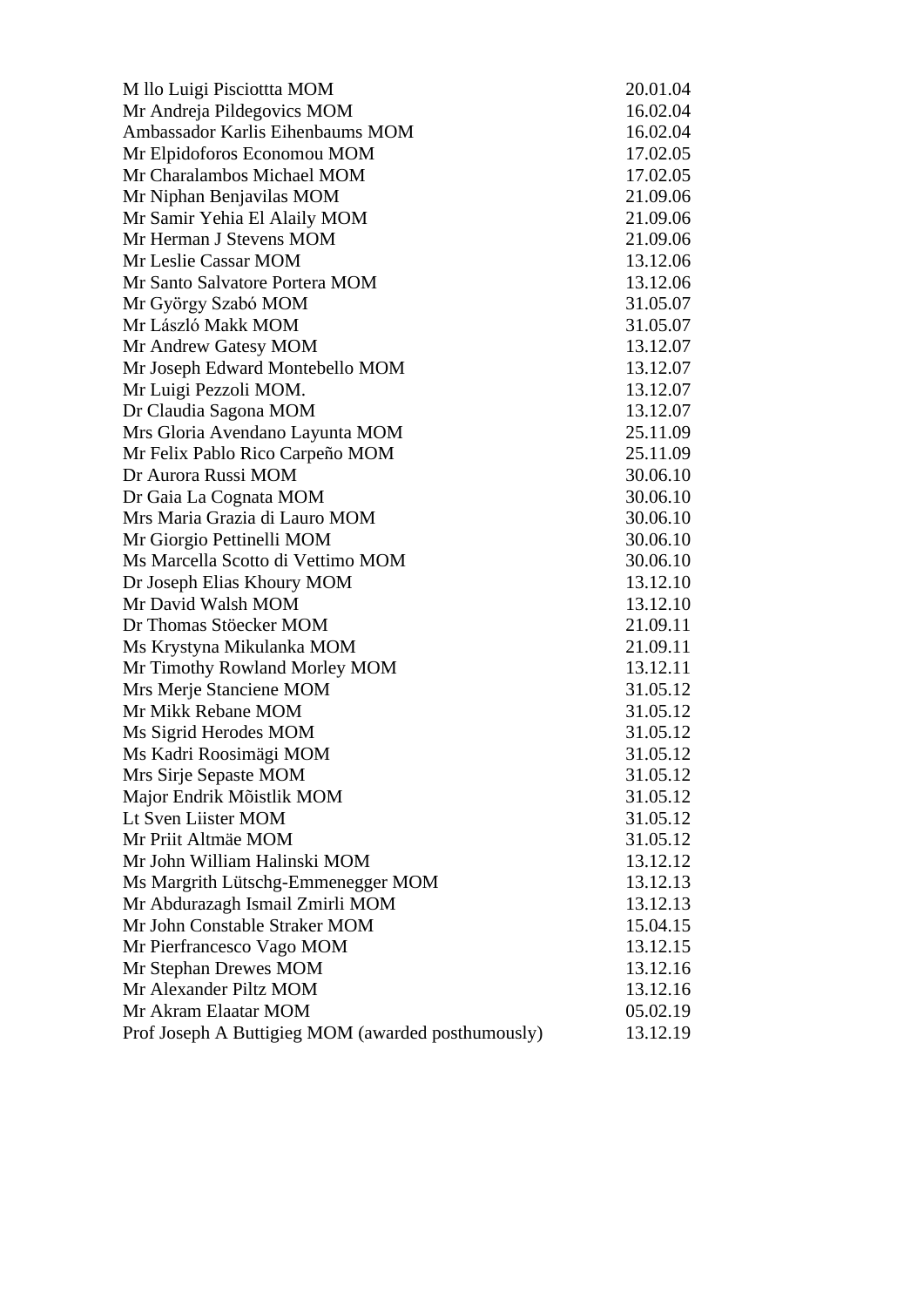| | |
|---|---|
| M llo Luigi Pisciottta MOM | 20.01.04 |
| Mr Andreja Pildegovics MOM | 16.02.04 |
| Ambassador Karlis Eihenbaums MOM | 16.02.04 |
| Mr Elpidoforos Economou MOM | 17.02.05 |
| Mr Charalambos Michael MOM | 17.02.05 |
| Mr Niphan Benjavilas MOM | 21.09.06 |
| Mr Samir Yehia El Alaily MOM | 21.09.06 |
| Mr Herman J Stevens MOM | 21.09.06 |
| Mr Leslie Cassar MOM | 13.12.06 |
| Mr Santo Salvatore Portera MOM | 13.12.06 |
| Mr György Szabó MOM | 31.05.07 |
| Mr László Makk MOM | 31.05.07 |
| Mr Andrew Gatesy MOM | 13.12.07 |
| Mr Joseph Edward Montebello MOM | 13.12.07 |
| Mr Luigi Pezzoli MOM. | 13.12.07 |
| Dr Claudia Sagona MOM | 13.12.07 |
| Mrs Gloria Avendano Layunta MOM | 25.11.09 |
| Mr Felix Pablo Rico Carpeño MOM | 25.11.09 |
| Dr Aurora Russi MOM | 30.06.10 |
| Dr Gaia La Cognata MOM | 30.06.10 |
| Mrs Maria Grazia di Lauro MOM | 30.06.10 |
| Mr Giorgio Pettinelli MOM | 30.06.10 |
| Ms Marcella Scotto di Vettimo MOM | 30.06.10 |
| Dr Joseph Elias Khoury MOM | 13.12.10 |
| Mr David Walsh MOM | 13.12.10 |
| Dr Thomas Stöecker MOM | 21.09.11 |
| Ms Krystyna Mikulanka MOM | 21.09.11 |
| Mr Timothy Rowland Morley MOM | 13.12.11 |
| Mrs Merje Stanciene MOM | 31.05.12 |
| Mr Mikk Rebane MOM | 31.05.12 |
| Ms Sigrid Herodes MOM | 31.05.12 |
| Ms Kadri Roosimägi MOM | 31.05.12 |
| Mrs Sirje Sepaste MOM | 31.05.12 |
| Major Endrik Mõistlik MOM | 31.05.12 |
| Lt Sven Liister MOM | 31.05.12 |
| Mr Priit Altmäe MOM | 31.05.12 |
| Mr John William Halinski MOM | 13.12.12 |
| Ms Margrith Lütschg-Emmenegger MOM | 13.12.13 |
| Mr Abdurazagh Ismail Zmirli MOM | 13.12.13 |
| Mr John Constable Straker MOM | 15.04.15 |
| Mr Pierfrancesco Vago MOM | 13.12.15 |
| Mr Stephan Drewes MOM | 13.12.16 |
| Mr Alexander Piltz MOM | 13.12.16 |
| Mr Akram Elaatar MOM | 05.02.19 |
| Prof Joseph A Buttigieg MOM (awarded posthumously) | 13.12.19 |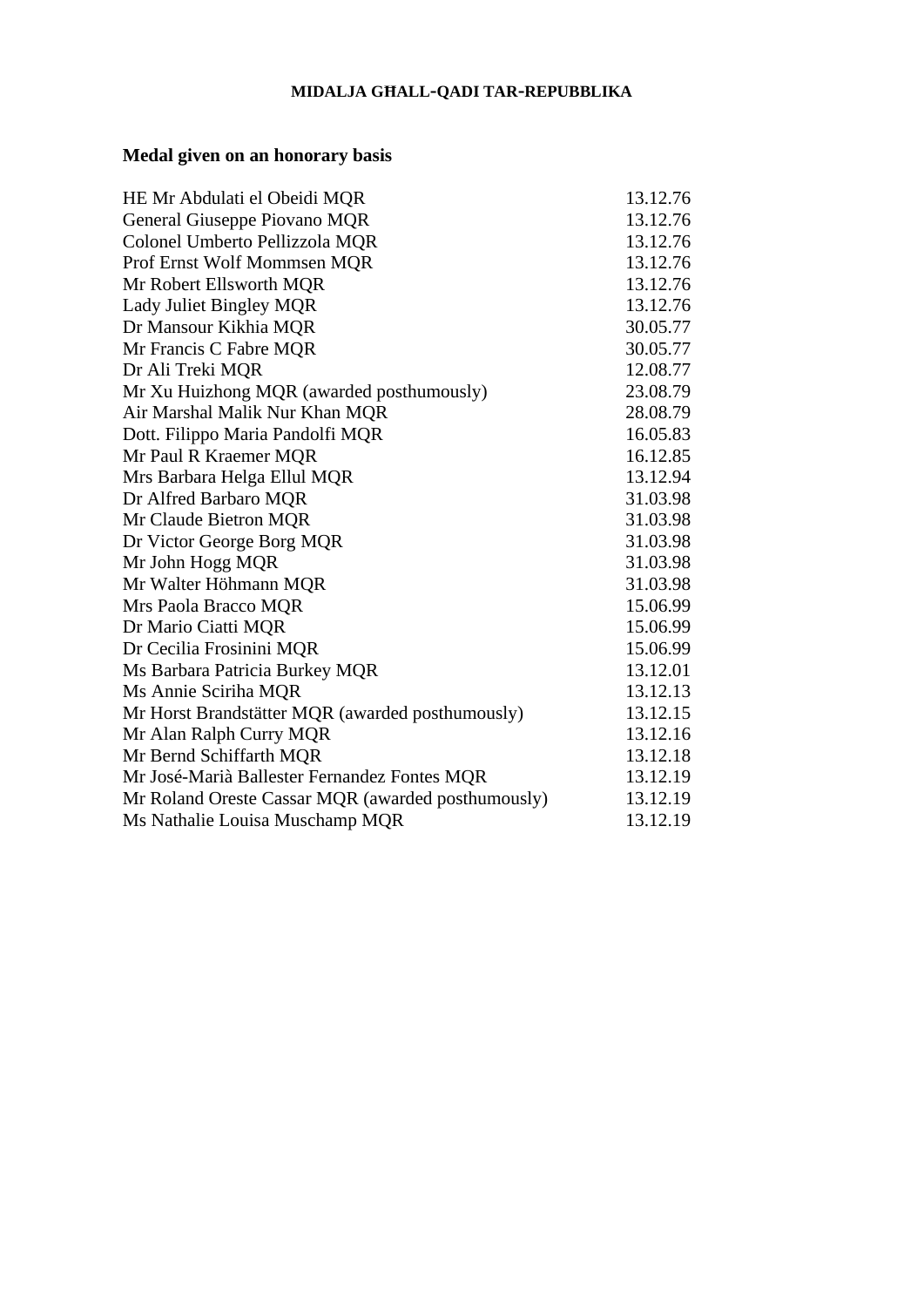**MIDALJA GĦALL-QADI TAR-REPUBBLIKA**

**Medal given on an honorary basis**

| | |
|---|---|
| HE Mr Abdulati el Obeidi MQR | 13.12.76 |
| General Giuseppe Piovano MQR | 13.12.76 |
| Colonel Umberto Pellizzola MQR | 13.12.76 |
| Prof Ernst Wolf Mommsen MQR | 13.12.76 |
| Mr Robert Ellsworth MQR | 13.12.76 |
| Lady Juliet Bingley MQR | 13.12.76 |
| Dr Mansour Kikhia MQR | 30.05.77 |
| Mr Francis C Fabre MQR | 30.05.77 |
| Dr Ali Treki MQR | 12.08.77 |
| Mr Xu Huizhong MQR (awarded posthumously) | 23.08.79 |
| Air Marshal Malik Nur Khan MQR | 28.08.79 |
| Dott. Filippo Maria Pandolfi MQR | 16.05.83 |
| Mr Paul R Kraemer MQR | 16.12.85 |
| Mrs Barbara Helga Ellul MQR | 13.12.94 |
| Dr Alfred Barbaro MQR | 31.03.98 |
| Mr Claude Bietron MQR | 31.03.98 |
| Dr Victor George Borg MQR | 31.03.98 |
| Mr John Hogg MQR | 31.03.98 |
| Mr Walter Höhmann MQR | 31.03.98 |
| Mrs Paola Bracco MQR | 15.06.99 |
| Dr Mario Ciatti MQR | 15.06.99 |
| Dr Cecilia Frosinini MQR | 15.06.99 |
| Ms Barbara Patricia Burkey MQR | 13.12.01 |
| Ms Annie Sciriha MQR | 13.12.13 |
| Mr Horst Brandstätter MQR (awarded posthumously) | 13.12.15 |
| Mr Alan Ralph Curry MQR | 13.12.16 |
| Mr Bernd Schiffarth MQR | 13.12.18 |
| Mr José-Marià Ballester Fernandez Fontes MQR | 13.12.19 |
| Mr Roland Oreste Cassar MQR (awarded posthumously) | 13.12.19 |
| Ms Nathalie Louisa Muschamp MQR | 13.12.19 |